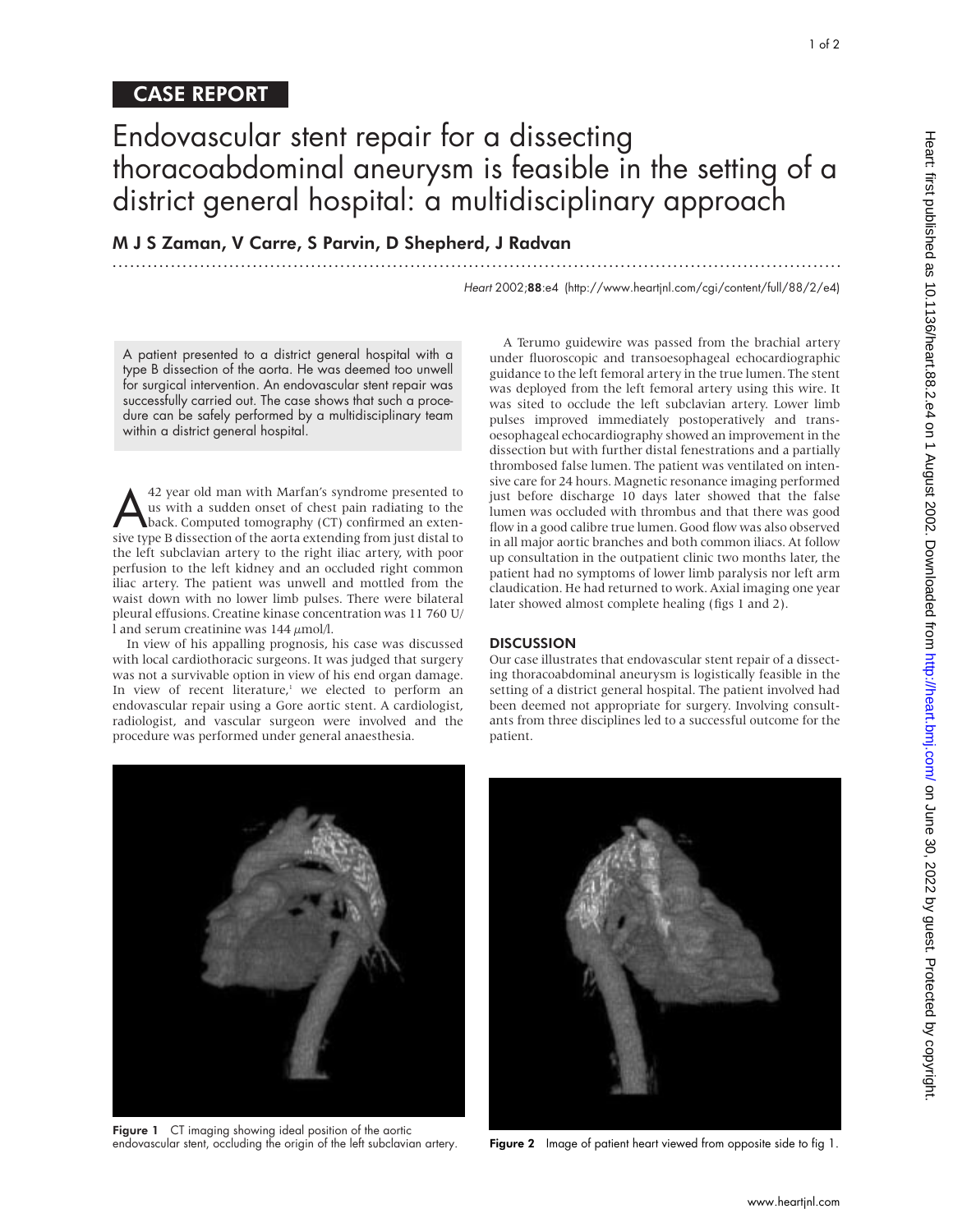CASE REPORT

# Endovascular stent repair for a dissecting thoracoabdominal aneurysm is feasible in the setting of a district general hospital: a multidisciplinary approach

**M J S Zaman, V Carre, S Parvin, D Shepherd, J Radvan**

*Heart* 2002;**88**:e4 (http://www.heartjnl.com/cgi/content/full/88/2/e4)

A patient presented to a district general hospital with a type B dissection of the aorta. He was deemed too unwell for surgical intervention. An endovascular stent repair was successfully carried out. The case shows that such a procedure can be safely performed by a multidisciplinary team within a district general hospital.

A 42 year old man with Marfan's syndrome presented to us with a sudden onset of chest pain radiating to the back. Computed tomography (CT) confirmed an extensive type B dissection of the aorta extending from just distal to the left subclavian artery to the right iliac artery, with poor perfusion to the left kidney and an occluded right common iliac artery. The patient was unwell and mottled from the waist down with no lower limb pulses. There were bilateral pleural effusions. Creatine kinase concentration was 11 760 U/l and serum creatinine was 144 μmol/l.

In view of his appalling prognosis, his case was discussed with local cardiothoracic surgeons. It was judged that surgery was not a survivable option in view of his end organ damage. In view of recent literature,[1] we elected to perform an endovascular repair using a Gore aortic stent. A cardiologist, radiologist, and vascular surgeon were involved and the procedure was performed under general anaesthesia.

A Terumo guidewire was passed from the brachial artery under fluoroscopic and transoesophageal echocardiographic guidance to the left femoral artery in the true lumen. The stent was deployed from the left femoral artery using this wire. It was sited to occlude the left subclavian artery. Lower limb pulses improved immediately postoperatively and transoesophageal echocardiography showed an improvement in the dissection but with further distal fenestrations and a partially thrombosed false lumen. The patient was ventilated on intensive care for 24 hours. Magnetic resonance imaging performed just before discharge 10 days later showed that the false lumen was occluded with thrombus and that there was good flow in a good calibre true lumen. Good flow was also observed in all major aortic branches and both common iliacs. At follow up consultation in the outpatient clinic two months later, the patient had no symptoms of lower limb paralysis nor left arm claudication. He had returned to work. Axial imaging one year later showed almost complete healing (figs 1 and 2).

## DISCUSSION

Our case illustrates that endovascular stent repair of a dissecting thoracoabdominal aneurysm is logistically feasible in the setting of a district general hospital. The patient involved had been deemed not appropriate for surgery. Involving consultants from three disciplines led to a successful outcome for the patient.

**Figure 1** CT imaging showing ideal position of the aortic endovascular stent, occluding the origin of the left subclavian artery.

**Figure 2** Image of patient heart viewed from opposite side to fig 1.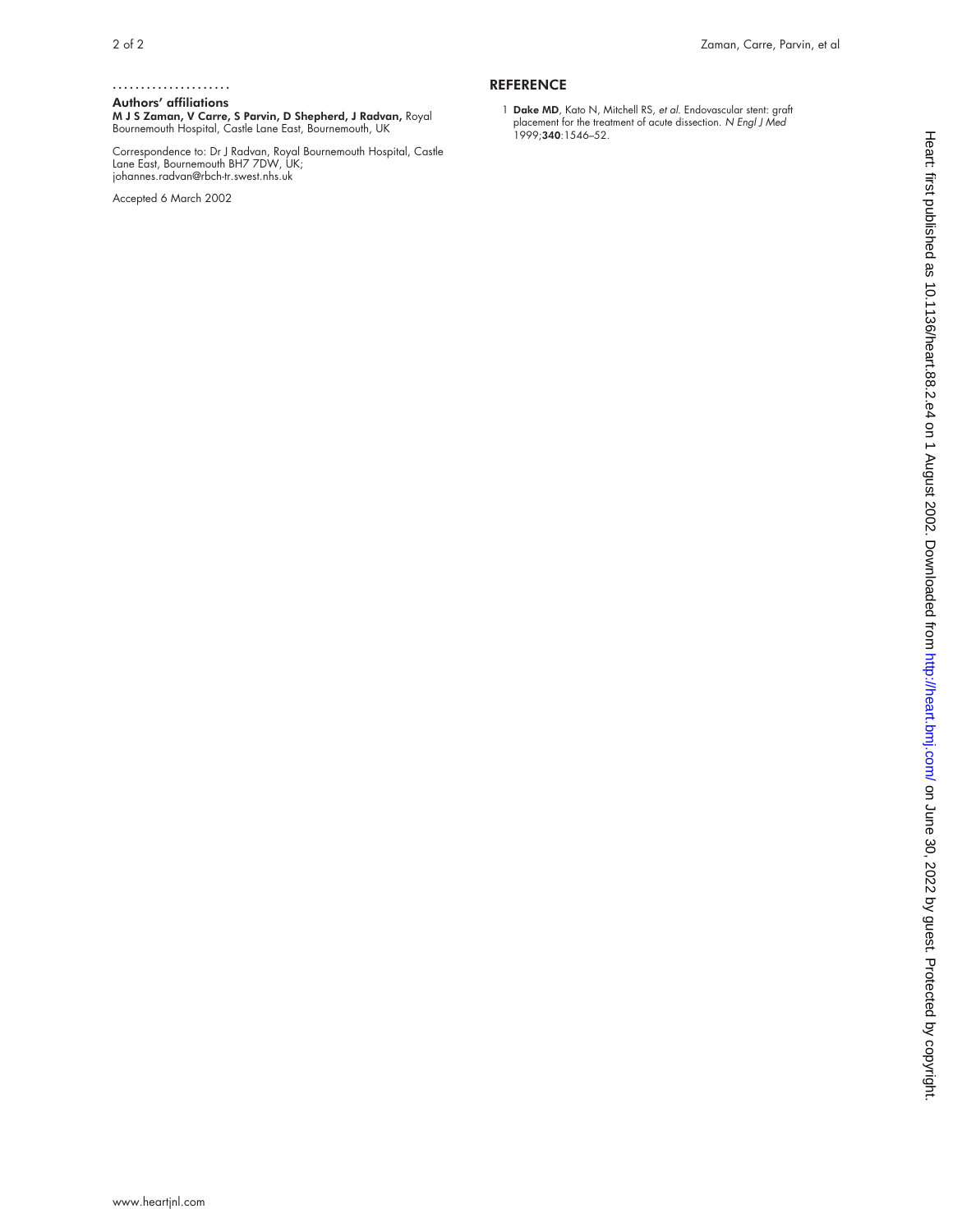### Authors' affiliations

**M J S Zaman, V Carre, S Parvin, D Shepherd, J Radvan,** Royal Bournemouth Hospital, Castle Lane East, Bournemouth, UK

Correspondence to: Dr J Radvan, Royal Bournemouth Hospital, Castle Lane East, Bournemouth BH7 7DW, UK; johannes.radvan@rbch-tr.swest.nhs.uk

Accepted 6 March 2002

## REFERENCE

1. **Dake MD**, Kato N, Mitchell RS, *et al*. Endovascular stent: graft placement for the treatment of acute dissection. *N Engl J Med* 1999;**340**:1546–52.